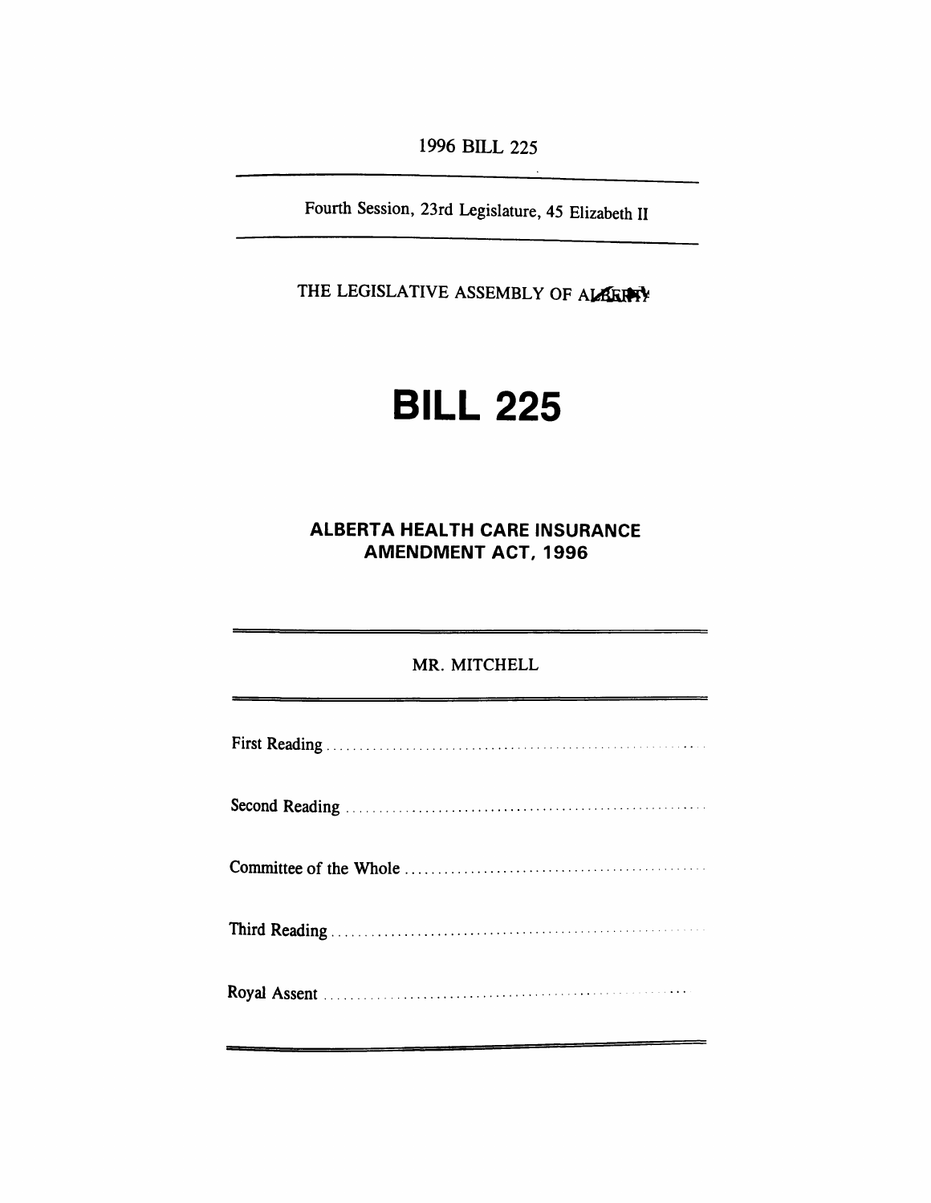1996 BILL 225

---

Fourth Session, 23rd Legislature, 45 Elizabeth II

---

THE LEGISLATIVE ASSEMBLY OF ALBERTA

# BILL 225

## ALBERTA HEALTH CARE INSURANCE AMENDMENT ACT, 1996

---

MR. MITCHELL

---

First Reading .......................................................

Second Reading .......................................................

Committee of the Whole .......................................................

Third Reading .......................................................

Royal Assent .......................................................

---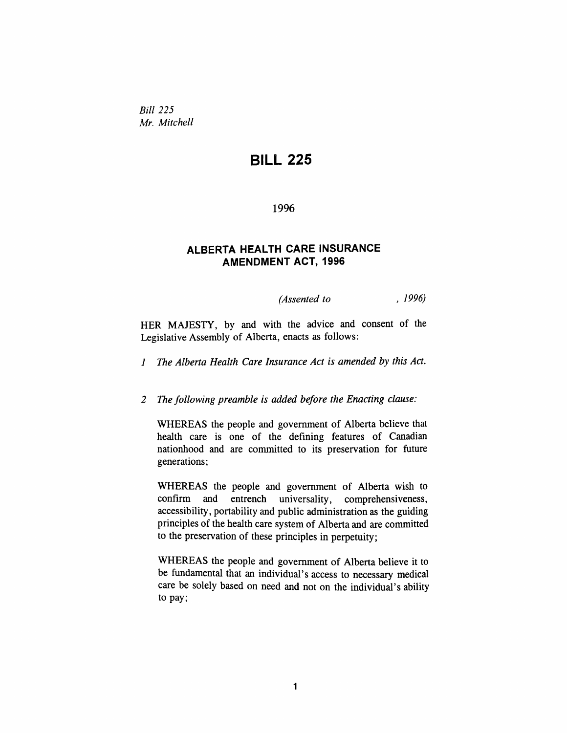*Bill 225*
*Mr. Mitchell*

# BILL 225

1996

## ALBERTA HEALTH CARE INSURANCE AMENDMENT ACT, 1996

*(Assented to , 1996)*

HER MAJESTY, by and with the advice and consent of the Legislative Assembly of Alberta, enacts as follows:

*1 The Alberta Health Care Insurance Act is amended by this Act.*

*2 The following preamble is added before the Enacting clause:*

WHEREAS the people and government of Alberta believe that health care is one of the defining features of Canadian nationhood and are committed to its preservation for future generations;

WHEREAS the people and government of Alberta wish to confirm and entrench universality, comprehensiveness, accessibility, portability and public administration as the guiding principles of the health care system of Alberta and are committed to the preservation of these principles in perpetuity;

WHEREAS the people and government of Alberta believe it to be fundamental that an individual's access to necessary medical care be solely based on need and not on the individual's ability to pay;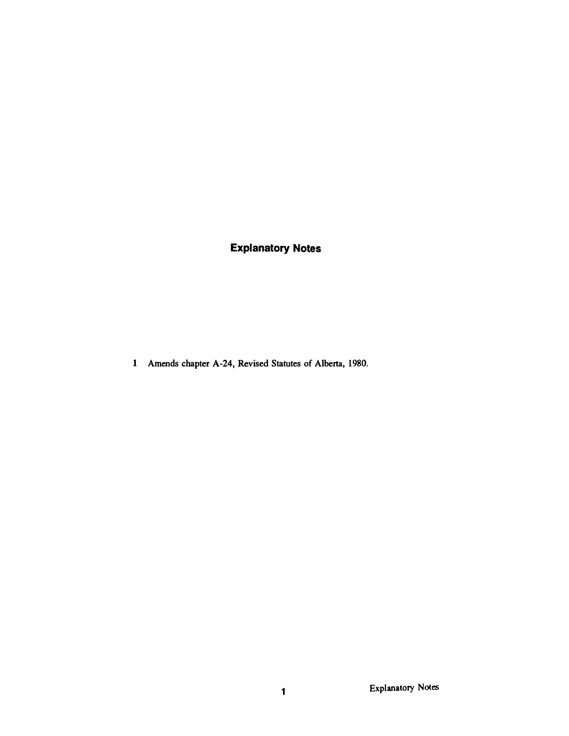# Explanatory Notes

**1** Amends chapter A-24, Revised Statutes of Alberta, 1980.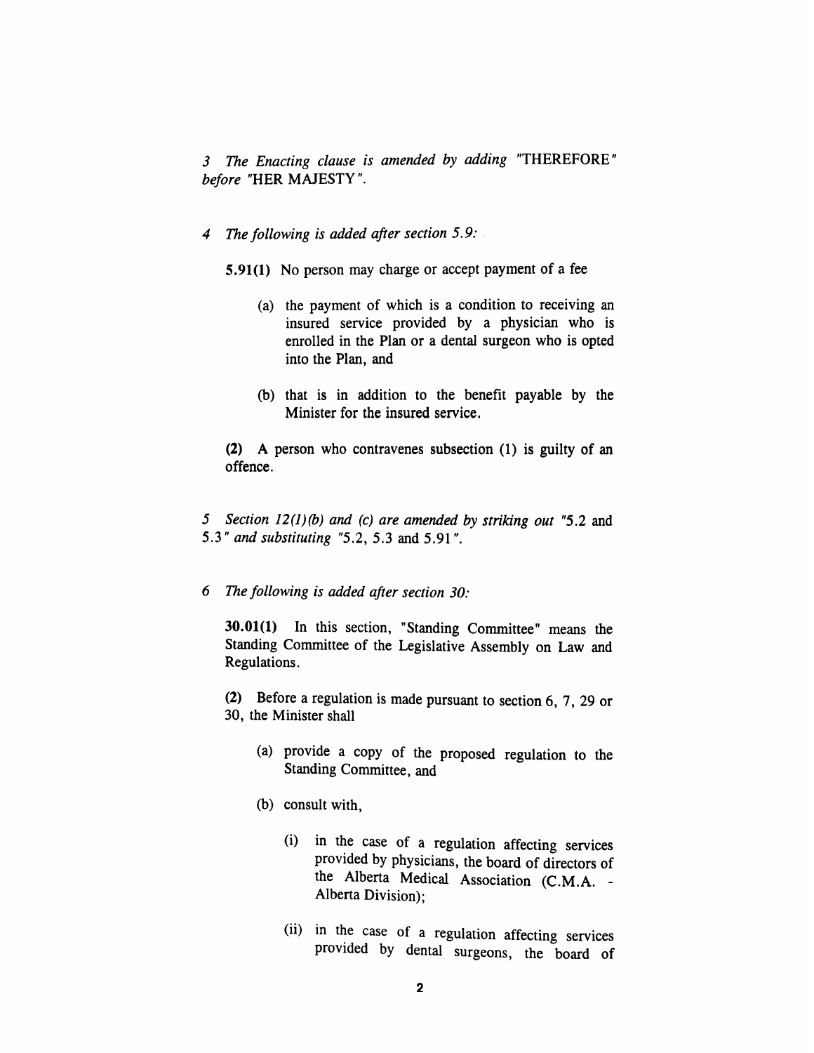*3 The Enacting clause is amended by adding* "THEREFORE" *before* "HER MAJESTY".

*4 The following is added after section 5.9:*

**5.91(1)** No person may charge or accept payment of a fee

(a) the payment of which is a condition to receiving an insured service provided by a physician who is enrolled in the Plan or a dental surgeon who is opted into the Plan, and

(b) that is in addition to the benefit payable by the Minister for the insured service.

**(2)** A person who contravenes subsection (1) is guilty of an offence.

*5 Section 12(1)(b) and (c) are amended by striking out* "5.2 and 5.3" *and substituting* "5.2, 5.3 and 5.91".

*6 The following is added after section 30:*

**30.01(1)** In this section, "Standing Committee" means the Standing Committee of the Legislative Assembly on Law and Regulations.

**(2)** Before a regulation is made pursuant to section 6, 7, 29 or 30, the Minister shall

(a) provide a copy of the proposed regulation to the Standing Committee, and

(b) consult with,

(i) in the case of a regulation affecting services provided by physicians, the board of directors of the Alberta Medical Association (C.M.A. - Alberta Division);

(ii) in the case of a regulation affecting services provided by dental surgeons, the board of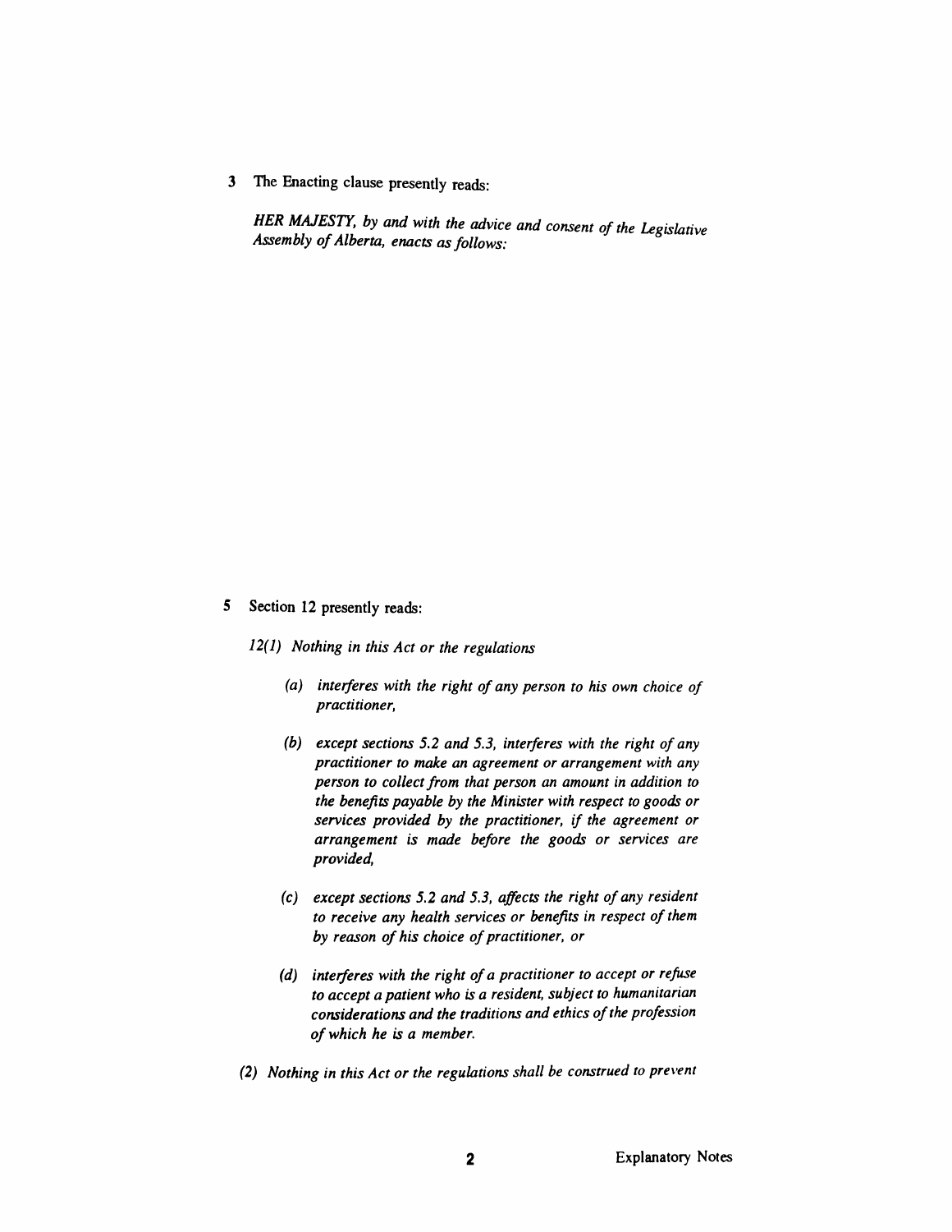**3** The Enacting clause presently reads:

*HER MAJESTY, by and with the advice and consent of the Legislative Assembly of Alberta, enacts as follows:*

**5** Section 12 presently reads:

*12(1) Nothing in this Act or the regulations*

*(a) interferes with the right of any person to his own choice of practitioner,*

*(b) except sections 5.2 and 5.3, interferes with the right of any practitioner to make an agreement or arrangement with any person to collect from that person an amount in addition to the benefits payable by the Minister with respect to goods or services provided by the practitioner, if the agreement or arrangement is made before the goods or services are provided,*

*(c) except sections 5.2 and 5.3, affects the right of any resident to receive any health services or benefits in respect of them by reason of his choice of practitioner, or*

*(d) interferes with the right of a practitioner to accept or refuse to accept a patient who is a resident, subject to humanitarian considerations and the traditions and ethics of the profession of which he is a member.*

*(2) Nothing in this Act or the regulations shall be construed to prevent*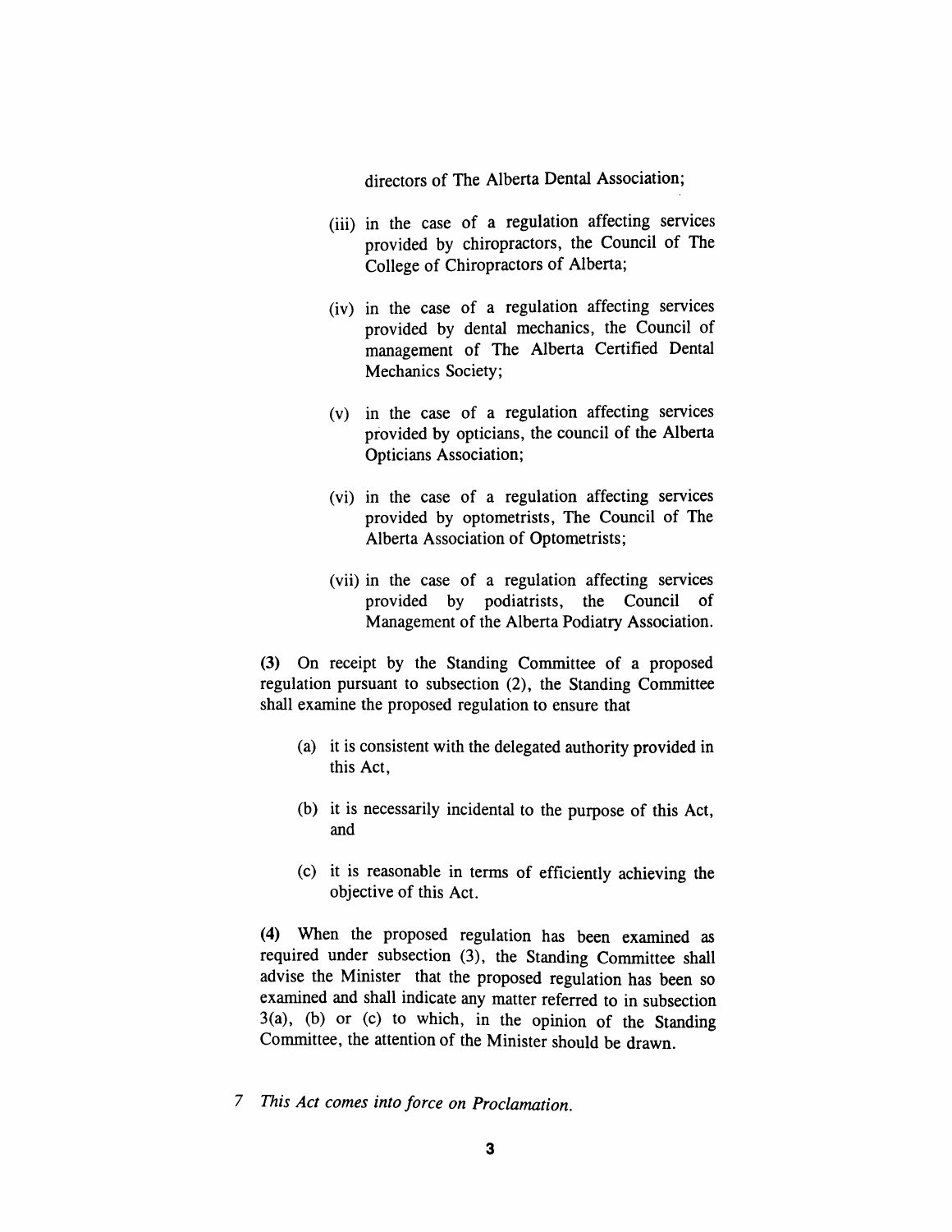directors of The Alberta Dental Association;

(iii) in the case of a regulation affecting services provided by chiropractors, the Council of The College of Chiropractors of Alberta;

(iv) in the case of a regulation affecting services provided by dental mechanics, the Council of management of The Alberta Certified Dental Mechanics Society;

(v) in the case of a regulation affecting services provided by opticians, the council of the Alberta Opticians Association;

(vi) in the case of a regulation affecting services provided by optometrists, The Council of The Alberta Association of Optometrists;

(vii) in the case of a regulation affecting services provided by podiatrists, the Council of Management of the Alberta Podiatry Association.

**(3)** On receipt by the Standing Committee of a proposed regulation pursuant to subsection (2), the Standing Committee shall examine the proposed regulation to ensure that

(a) it is consistent with the delegated authority provided in this Act,

(b) it is necessarily incidental to the purpose of this Act, and

(c) it is reasonable in terms of efficiently achieving the objective of this Act.

**(4)** When the proposed regulation has been examined as required under subsection (3), the Standing Committee shall advise the Minister that the proposed regulation has been so examined and shall indicate any matter referred to in subsection 3(a), (b) or (c) to which, in the opinion of the Standing Committee, the attention of the Minister should be drawn.

7 *This Act comes into force on Proclamation.*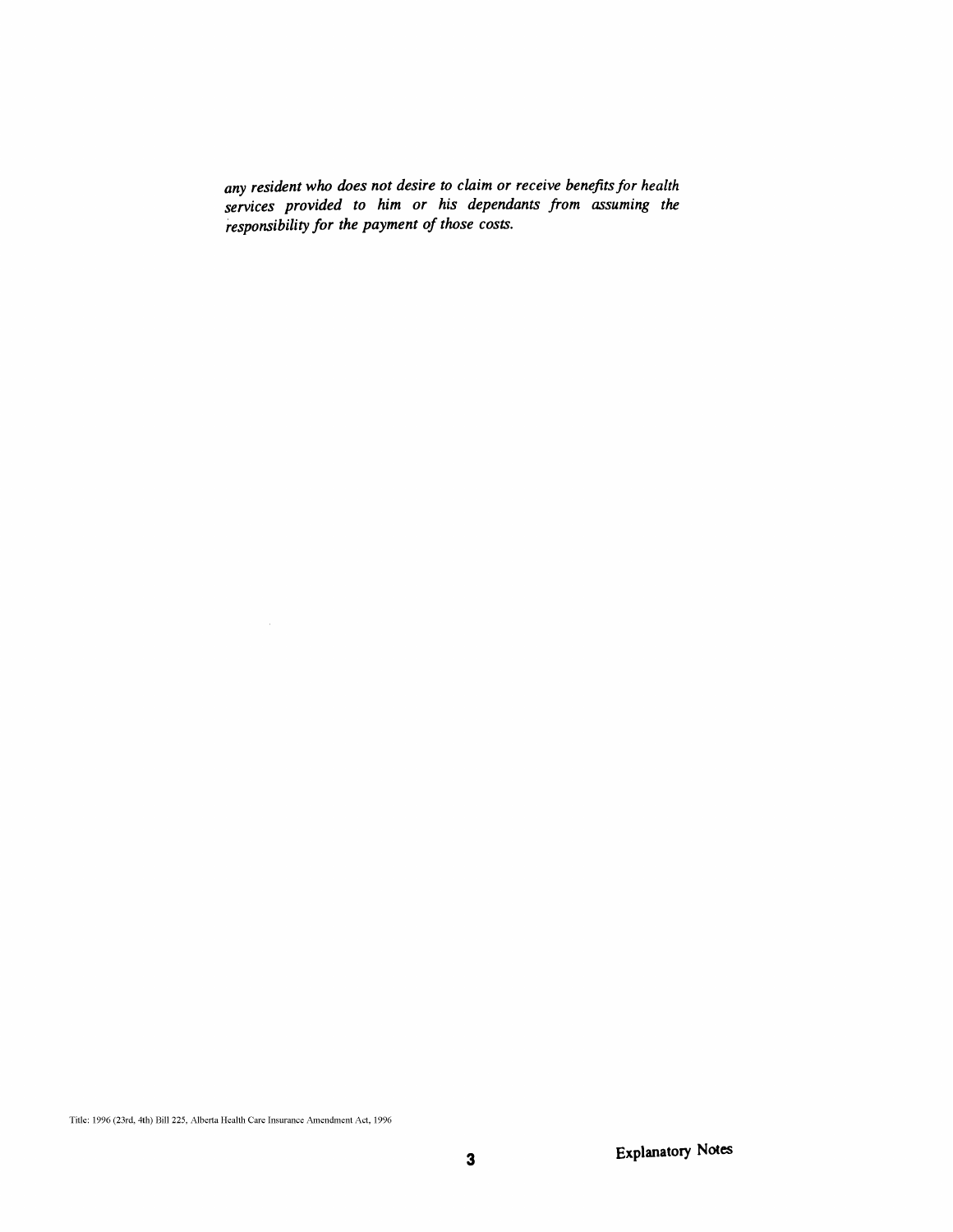*any resident who does not desire to claim or receive benefits for health services provided to him or his dependants from assuming the responsibility for the payment of those costs.*